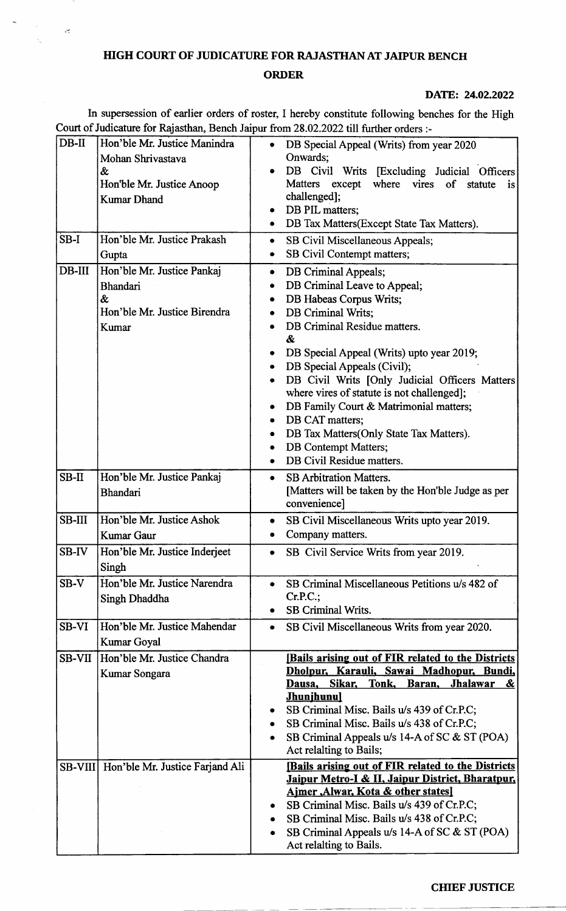# HIGH COURT OF JUDICATURE FOR RAJASTHAN AT JAIPUR BENCH

## ORDER

**DATE: 24.02.2022**

In supersession of earlier orders of roster, I hereby constitute following benches for the High Court of Judicature for Rajasthan, Bench Jaipur from 28.02.2022 till further orders :-

| Bench | Judge(s) | Matters |
|---|---|---|
| DB-II | Hon'ble Mr. Justice Manindra Mohan Shrivastava & Hon'ble Mr. Justice Anoop Kumar Dhand | • DB Special Appeal (Writs) from year 2020 Onwards;<br>• DB Civil Writs [Excluding Judicial Officers Matters except where vires of statute is challenged];<br>• DB PIL matters;<br>• DB Tax Matters(Except State Tax Matters). |
| SB-I | Hon'ble Mr. Justice Prakash Gupta | • SB Civil Miscellaneous Appeals;<br>• SB Civil Contempt matters; |
| DB-III | Hon'ble Mr. Justice Pankaj Bhandari & Hon'ble Mr. Justice Birendra Kumar | • DB Criminal Appeals;<br>• DB Criminal Leave to Appeal;<br>• DB Habeas Corpus Writs;<br>• DB Criminal Writs;<br>• DB Criminal Residue matters.<br>&<br>• DB Special Appeal (Writs) upto year 2019;<br>• DB Special Appeals (Civil);<br>• DB Civil Writs [Only Judicial Officers Matters where vires of statute is not challenged];<br>• DB Family Court & Matrimonial matters;<br>• DB CAT matters;<br>• DB Tax Matters(Only State Tax Matters).<br>• DB Contempt Matters;<br>• DB Civil Residue matters. |
| SB-II | Hon'ble Mr. Justice Pankaj Bhandari | • SB Arbitration Matters.<br>[Matters will be taken by the Hon'ble Judge as per convenience] |
| SB-III | Hon'ble Mr. Justice Ashok Kumar Gaur | • SB Civil Miscellaneous Writs upto year 2019.<br>• Company matters. |
| SB-IV | Hon'ble Mr. Justice Inderjeet Singh | • SB Civil Service Writs from year 2019. |
| SB-V | Hon'ble Mr. Justice Narendra Singh Dhaddha | • SB Criminal Miscellaneous Petitions u/s 482 of Cr.P.C.;<br>• SB Criminal Writs. |
| SB-VI | Hon'ble Mr. Justice Mahendar Kumar Goyal | • SB Civil Miscellaneous Writs from year 2020. |
| SB-VII | Hon'ble Mr. Justice Chandra Kumar Songara | **[Bails arising out of FIR related to the Districts Dholpur, Karauli, Sawai Madhopur, Bundi, Dausa, Sikar, Tonk, Baran, Jhalawar & Jhunjhunu]**<br>• SB Criminal Misc. Bails u/s 439 of Cr.P.C;<br>• SB Criminal Misc. Bails u/s 438 of Cr.P.C;<br>• SB Criminal Appeals u/s 14-A of SC & ST (POA) Act relalting to Bails; |
| SB-VIII | Hon'ble Mr. Justice Farjand Ali | **[Bails arising out of FIR related to the Districts Jaipur Metro-I & II, Jaipur District, Bharatpur, Ajmer ,Alwar, Kota & other states]**<br>• SB Criminal Misc. Bails u/s 439 of Cr.P.C;<br>• SB Criminal Misc. Bails u/s 438 of Cr.P.C;<br>• SB Criminal Appeals u/s 14-A of SC & ST (POA) Act relalting to Bails. |

**CHIEF JUSTICE**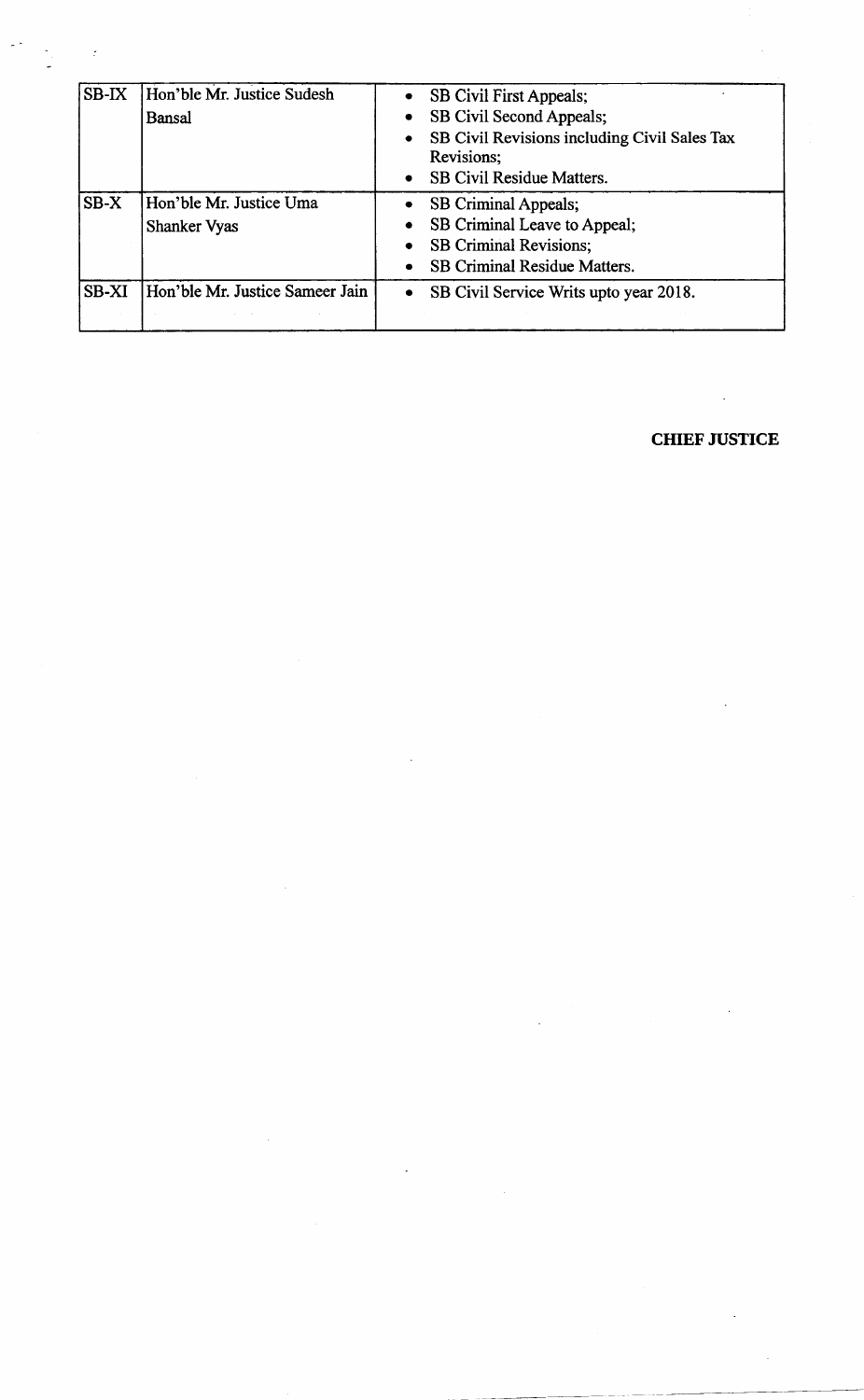| | | |
|---|---|---|
| SB-IX | Hon'ble Mr. Justice Sudesh Bansal | • SB Civil First Appeals;<br>• SB Civil Second Appeals;<br>• SB Civil Revisions including Civil Sales Tax Revisions;<br>• SB Civil Residue Matters. |
| SB-X | Hon'ble Mr. Justice Uma Shanker Vyas | • SB Criminal Appeals;<br>• SB Criminal Leave to Appeal;<br>• SB Criminal Revisions;<br>• SB Criminal Residue Matters. |
| SB-XI | Hon'ble Mr. Justice Sameer Jain | • SB Civil Service Writs upto year 2018. |

**CHIEF JUSTICE**